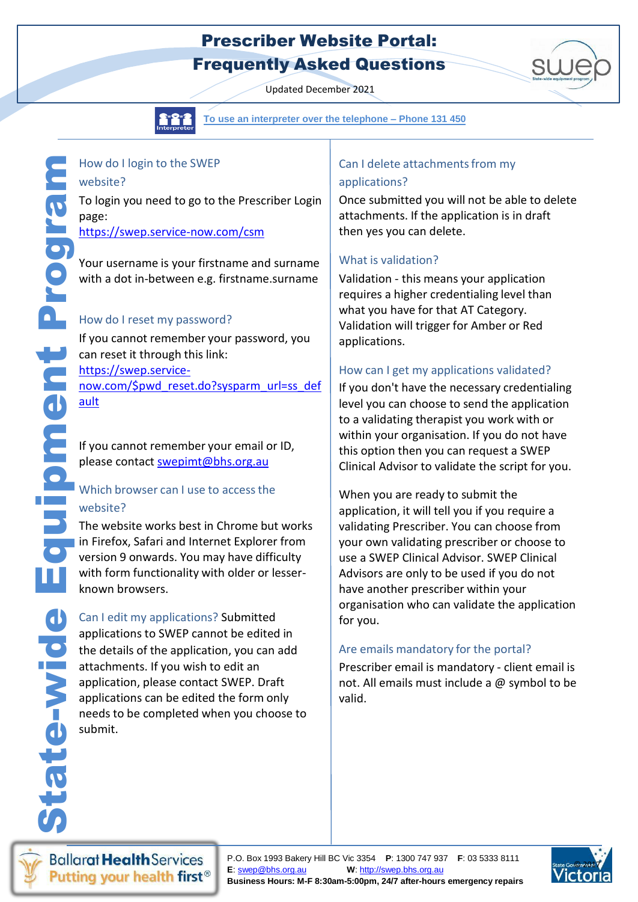# Prescriber Website Portal: Frequently Asked Questions

Updated December 2021

To use an interpreter over the telephone – Phone 131 450

### How do I login to the SWEP website?

To login you need to go to the Prescriber Login page:
https://swep.service-now.com/csm

Your username is your firstname and surname with a dot in-between e.g. firstname.surname

### How do I reset my password?

If you cannot remember your password, you can reset it through this link:
https://swep.service-now.com/$pwd_reset.do?sysparm_url=ss_default

If you cannot remember your email or ID, please contact swepimt@bhs.org.au

### Which browser can I use to access the website?

The website works best in Chrome but works in Firefox, Safari and Internet Explorer from version 9 onwards. You may have difficulty with form functionality with older or lesser-known browsers.

### Can I edit my applications?

Submitted applications to SWEP cannot be edited in the details of the application, you can add attachments. If you wish to edit an application, please contact SWEP. Draft applications can be edited the form only needs to be completed when you choose to submit.

### Can I delete attachments from my applications?

Once submitted you will not be able to delete attachments. If the application is in draft then yes you can delete.

### What is validation?

Validation - this means your application requires a higher credentialing level than what you have for that AT Category. Validation will trigger for Amber or Red applications.

### How can I get my applications validated?

If you don't have the necessary credentialing level you can choose to send the application to a validating therapist you work with or within your organisation. If you do not have this option then you can request a SWEP Clinical Advisor to validate the script for you.

When you are ready to submit the application, it will tell you if you require a validating Prescriber. You can choose from your own validating prescriber or choose to use a SWEP Clinical Advisor. SWEP Clinical Advisors are only to be used if you do not have another prescriber within your organisation who can validate the application for you.

### Are emails mandatory for the portal?

Prescriber email is mandatory - client email is not. All emails must include a @ symbol to be valid.

P.O. Box 1993 Bakery Hill BC Vic 3354 **P**: 1300 747 937 **F**: 03 5333 8111
**E**: swep@bhs.org.au **W**: http://swep.bhs.org.au
**Business Hours: M-F 8:30am-5:00pm, 24/7 after-hours emergency repairs**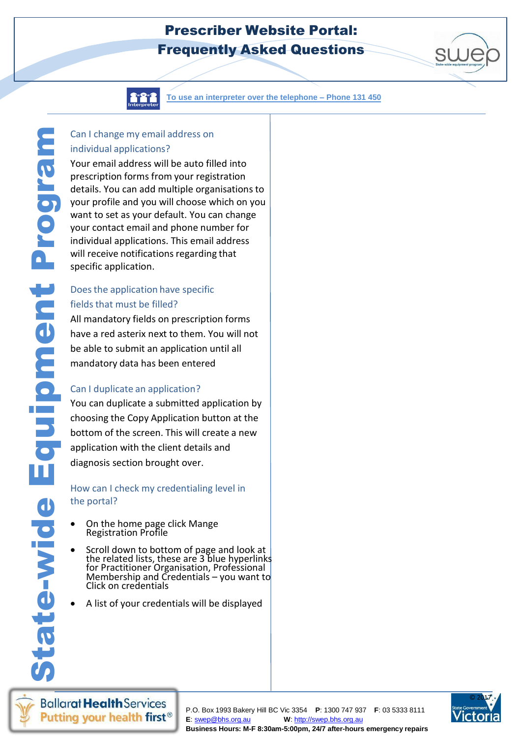# Prescriber Website Portal: Frequently Asked Questions

To use an interpreter over the telephone – Phone 131 450

### Can I change my email address on individual applications?

Your email address will be auto filled into prescription forms from your registration details. You can add multiple organisations to your profile and you will choose which on you want to set as your default. You can change your contact email and phone number for individual applications. This email address will receive notifications regarding that specific application.

### Does the application have specific fields that must be filled?

All mandatory fields on prescription forms have a red asterix next to them. You will not be able to submit an application until all mandatory data has been entered

### Can I duplicate an application?

You can duplicate a submitted application by choosing the Copy Application button at the bottom of the screen. This will create a new application with the client details and diagnosis section brought over.

### How can I check my credentialing level in the portal?

- On the home page click Mange Registration Profile
- Scroll down to bottom of page and look at the related lists, these are 3 blue hyperlinks for Practitioner Organisation, Professional Membership and Credentials – you want to Click on credentials
- A list of your credentials will be displayed

P.O. Box 1993 Bakery Hill BC Vic 3354 P: 1300 747 937 F: 03 5333 8111
E: swep@bhs.org.au W: http://swep.bhs.org.au
Business Hours: M-F 8:30am-5:00pm, 24/7 after-hours emergency repairs